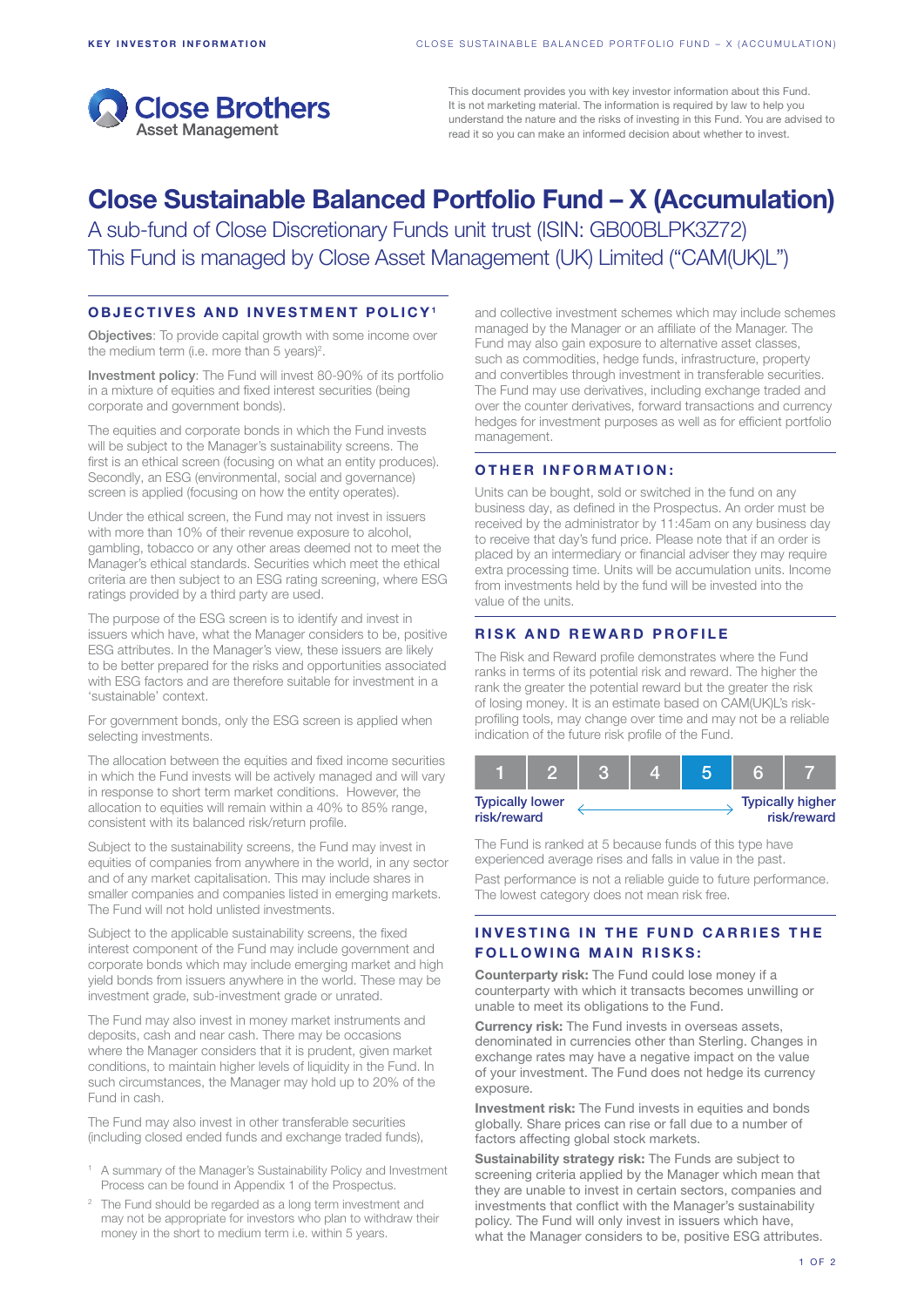Close Brothers Asset Management

This document provides you with key investor information about this Fund. It is not marketing material. The information is required by law to help you understand the nature and the risks of investing in this Fund. You are advised to read it so you can make an informed decision about whether to invest.

# Close Sustainable Balanced Portfolio Fund – X (Accumulation)

A sub-fund of Close Discretionary Funds unit trust (ISIN: GB00BLPK3Z72)
This Fund is managed by Close Asset Management (UK) Limited ("CAM(UK)L")

## OBJECTIVES AND INVESTMENT POLICY[1]

**Objectives**: To provide capital growth with some income over the medium term (i.e. more than 5 years)[2].

**Investment policy**: The Fund will invest 80-90% of its portfolio in a mixture of equities and fixed interest securities (being corporate and government bonds).

The equities and corporate bonds in which the Fund invests will be subject to the Manager's sustainability screens. The first is an ethical screen (focusing on what an entity produces). Secondly, an ESG (environmental, social and governance) screen is applied (focusing on how the entity operates).

Under the ethical screen, the Fund may not invest in issuers with more than 10% of their revenue exposure to alcohol, gambling, tobacco or any other areas deemed not to meet the Manager's ethical standards. Securities which meet the ethical criteria are then subject to an ESG rating screening, where ESG ratings provided by a third party are used.

The purpose of the ESG screen is to identify and invest in issuers which have, what the Manager considers to be, positive ESG attributes. In the Manager's view, these issuers are likely to be better prepared for the risks and opportunities associated with ESG factors and are therefore suitable for investment in a 'sustainable' context.

For government bonds, only the ESG screen is applied when selecting investments.

The allocation between the equities and fixed income securities in which the Fund invests will be actively managed and will vary in response to short term market conditions. However, the allocation to equities will remain within a 40% to 85% range, consistent with its balanced risk/return profile.

Subject to the sustainability screens, the Fund may invest in equities of companies from anywhere in the world, in any sector and of any market capitalisation. This may include shares in smaller companies and companies listed in emerging markets. The Fund will not hold unlisted investments.

Subject to the applicable sustainability screens, the fixed interest component of the Fund may include government and corporate bonds which may include emerging market and high yield bonds from issuers anywhere in the world. These may be investment grade, sub-investment grade or unrated.

The Fund may also invest in money market instruments and deposits, cash and near cash. There may be occasions where the Manager considers that it is prudent, given market conditions, to maintain higher levels of liquidity in the Fund. In such circumstances, the Manager may hold up to 20% of the Fund in cash.

The Fund may also invest in other transferable securities (including closed ended funds and exchange traded funds), and collective investment schemes which may include schemes managed by the Manager or an affiliate of the Manager. The Fund may also gain exposure to alternative asset classes, such as commodities, hedge funds, infrastructure, property and convertibles through investment in transferable securities. The Fund may use derivatives, including exchange traded and over the counter derivatives, forward transactions and currency hedges for investment purposes as well as for efficient portfolio management.

[1] A summary of the Manager's Sustainability Policy and Investment Process can be found in Appendix 1 of the Prospectus.

[2] The Fund should be regarded as a long term investment and may not be appropriate for investors who plan to withdraw their money in the short to medium term i.e. within 5 years.

## OTHER INFORMATION:

Units can be bought, sold or switched in the fund on any business day, as defined in the Prospectus. An order must be received by the administrator by 11:45am on any business day to receive that day's fund price. Please note that if an order is placed by an intermediary or financial adviser they may require extra processing time. Units will be accumulation units. Income from investments held by the fund will be invested into the value of the units.

## RISK AND REWARD PROFILE

The Risk and Reward profile demonstrates where the Fund ranks in terms of its potential risk and reward. The higher the rank the greater the potential reward but the greater the risk of losing money. It is an estimate based on CAM(UK)L's risk-profiling tools, may change over time and may not be a reliable indication of the future risk profile of the Fund.

| 1 | 2 | 3 | 4 | **5** | 6 | 7 |
|---|---|---|---|---|---|---|

Typically lower risk/reward ← → Typically higher risk/reward

The Fund is ranked at 5 because funds of this type have experienced average rises and falls in value in the past.

Past performance is not a reliable guide to future performance. The lowest category does not mean risk free.

## INVESTING IN THE FUND CARRIES THE FOLLOWING MAIN RISKS:

**Counterparty risk:** The Fund could lose money if a counterparty with which it transacts becomes unwilling or unable to meet its obligations to the Fund.

**Currency risk:** The Fund invests in overseas assets, denominated in currencies other than Sterling. Changes in exchange rates may have a negative impact on the value of your investment. The Fund does not hedge its currency exposure.

**Investment risk:** The Fund invests in equities and bonds globally. Share prices can rise or fall due to a number of factors affecting global stock markets.

**Sustainability strategy risk:** The Funds are subject to screening criteria applied by the Manager which mean that they are unable to invest in certain sectors, companies and investments that conflict with the Manager's sustainability policy. The Fund will only invest in issuers which have, what the Manager considers to be, positive ESG attributes.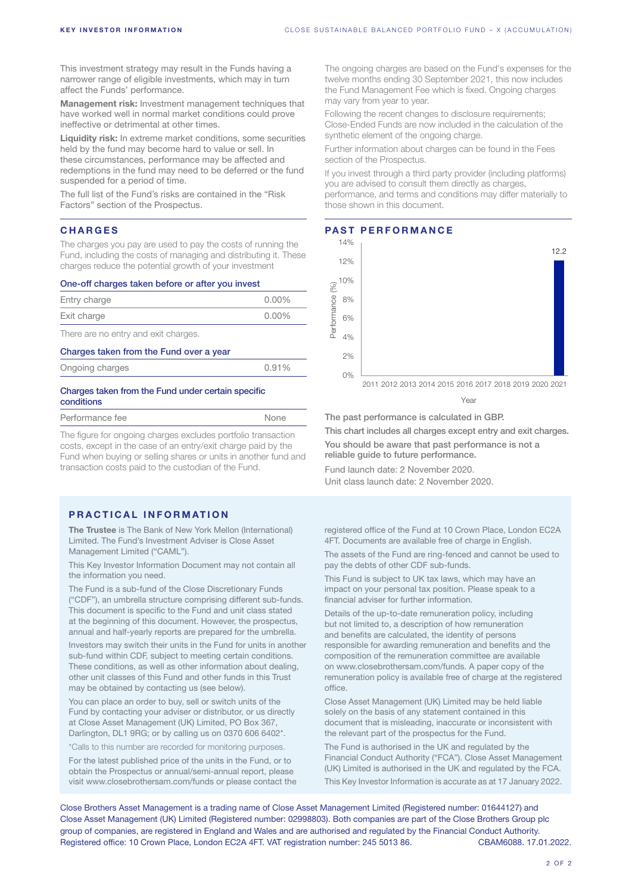This investment strategy may result in the Funds having a narrower range of eligible investments, which may in turn affect the Funds' performance.

**Management risk:** Investment management techniques that have worked well in normal market conditions could prove ineffective or detrimental at other times.

**Liquidity risk:** In extreme market conditions, some securities held by the fund may become hard to value or sell. In these circumstances, performance may be affected and redemptions in the fund may need to be deferred or the fund suspended for a period of time.

The full list of the Fund's risks are contained in the "Risk Factors" section of the Prospectus.

## CHARGES

The charges you pay are used to pay the costs of running the Fund, including the costs of managing and distributing it. These charges reduce the potential growth of your investment

| One-off charges taken before or after you invest | |
|---|---|
| Entry charge | 0.00% |
| Exit charge | 0.00% |

There are no entry and exit charges.

| Charges taken from the Fund over a year | |
|---|---|
| Ongoing charges | 0.91% |

| Charges taken from the Fund under certain specific conditions | |
|---|---|
| Performance fee | None |

The figure for ongoing charges excludes portfolio transaction costs, except in the case of an entry/exit charge paid by the Fund when buying or selling shares or units in another fund and transaction costs paid to the custodian of the Fund.

The ongoing charges are based on the Fund's expenses for the twelve months ending 30 September 2021, this now includes the Fund Management Fee which is fixed. Ongoing charges may vary from year to year.

Following the recent changes to disclosure requirements; Close-Ended Funds are now included in the calculation of the synthetic element of the ongoing charge.

Further information about charges can be found in the Fees section of the Prospectus.

If you invest through a third party provider (including platforms) you are advised to consult them directly as charges, performance, and terms and conditions may differ materially to those shown in this document.

## PAST PERFORMANCE

Performance (%)

14%
12%
10%
8%
6%
4%
2%
0%

12.2

2011 2012 2013 2014 2015 2016 2017 2018 2019 2020 2021

Year

The past performance is calculated in GBP.

This chart includes all charges except entry and exit charges.

**You should be aware that past performance is not a reliable guide to future performance.**

Fund launch date: 2 November 2020.
Unit class launch date: 2 November 2020.

## PRACTICAL INFORMATION

**The Trustee** is The Bank of New York Mellon (International) Limited. The Fund's Investment Adviser is Close Asset Management Limited ("CAML").

This Key Investor Information Document may not contain all the information you need.

The Fund is a sub-fund of the Close Discretionary Funds ("CDF"), an umbrella structure comprising different sub-funds. This document is specific to the Fund and unit class stated at the beginning of this document. However, the prospectus, annual and half-yearly reports are prepared for the umbrella.

Investors may switch their units in the Fund for units in another sub-fund within CDF, subject to meeting certain conditions. These conditions, as well as other information about dealing, other unit classes of this Fund and other funds in this Trust may be obtained by contacting us (see below).

You can place an order to buy, sell or switch units of the Fund by contacting your adviser or distributor, or us directly at Close Asset Management (UK) Limited, PO Box 367, Darlington, DL1 9RG; or by calling us on 0370 606 6402*.

*Calls to this number are recorded for monitoring purposes.

For the latest published price of the units in the Fund, or to obtain the Prospectus or annual/semi-annual report, please visit www.closebrothersam.com/funds or please contact the registered office of the Fund at 10 Crown Place, London EC2A 4FT. Documents are available free of charge in English.

The assets of the Fund are ring-fenced and cannot be used to pay the debts of other CDF sub-funds.

This Fund is subject to UK tax laws, which may have an impact on your personal tax position. Please speak to a financial adviser for further information.

Details of the up-to-date remuneration policy, including but not limited to, a description of how remuneration and benefits are calculated, the identity of persons responsible for awarding remuneration and benefits and the composition of the remuneration committee are available on www.closebrothersam.com/funds. A paper copy of the remuneration policy is available free of charge at the registered office.

Close Asset Management (UK) Limited may be held liable solely on the basis of any statement contained in this document that is misleading, inaccurate or inconsistent with the relevant part of the prospectus for the Fund.

The Fund is authorised in the UK and regulated by the Financial Conduct Authority ("FCA"). Close Asset Management (UK) Limited is authorised in the UK and regulated by the FCA.

This Key Investor Information is accurate as at 17 January 2022.

Close Brothers Asset Management is a trading name of Close Asset Management Limited (Registered number: 01644127) and Close Asset Management (UK) Limited (Registered number: 02998803). Both companies are part of the Close Brothers Group plc group of companies, are registered in England and Wales and are authorised and regulated by the Financial Conduct Authority. Registered office: 10 Crown Place, London EC2A 4FT. VAT registration number: 245 5013 86. CBAM6088. 17.01.2022.